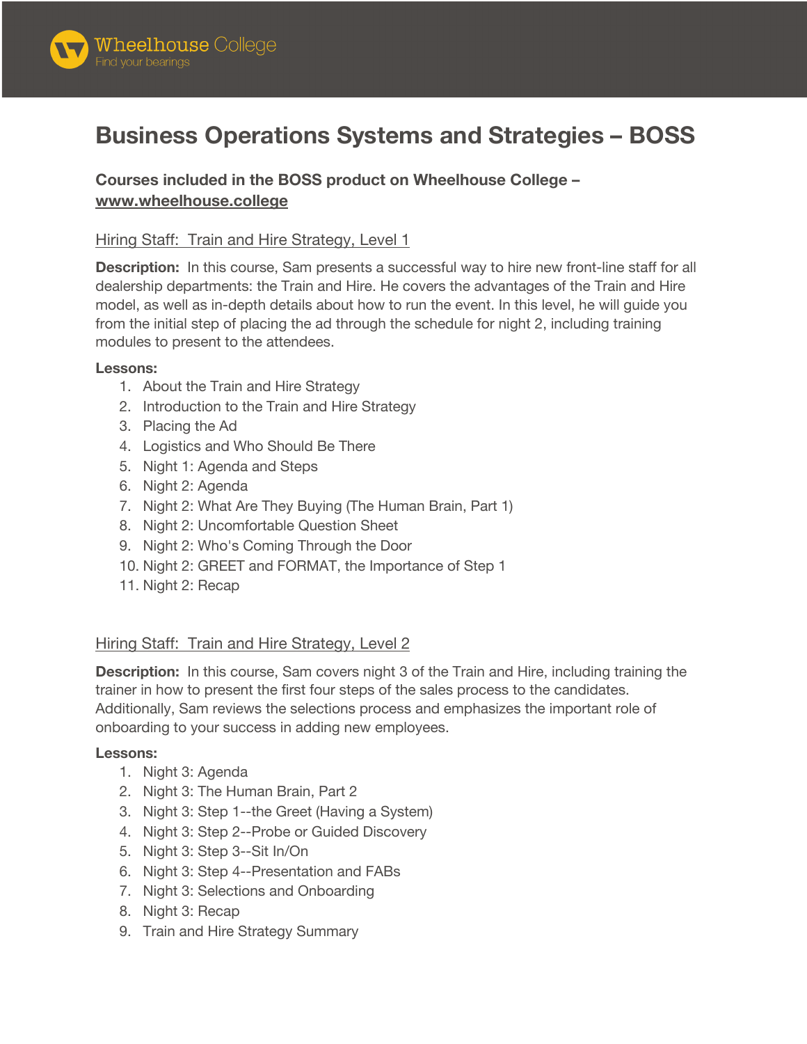Wheelhouse College
Find your bearings

# Business Operations Systems and Strategies – BOSS

### Courses included in the BOSS product on Wheelhouse College – www.wheelhouse.college

## Hiring Staff: Train and Hire Strategy, Level 1

**Description:** In this course, Sam presents a successful way to hire new front-line staff for all dealership departments: the Train and Hire. He covers the advantages of the Train and Hire model, as well as in-depth details about how to run the event. In this level, he will guide you from the initial step of placing the ad through the schedule for night 2, including training modules to present to the attendees.

**Lessons:**

1. About the Train and Hire Strategy
2. Introduction to the Train and Hire Strategy
3. Placing the Ad
4. Logistics and Who Should Be There
5. Night 1: Agenda and Steps
6. Night 2: Agenda
7. Night 2: What Are They Buying (The Human Brain, Part 1)
8. Night 2: Uncomfortable Question Sheet
9. Night 2: Who's Coming Through the Door
10. Night 2: GREET and FORMAT, the Importance of Step 1
11. Night 2: Recap

## Hiring Staff: Train and Hire Strategy, Level 2

**Description:** In this course, Sam covers night 3 of the Train and Hire, including training the trainer in how to present the first four steps of the sales process to the candidates. Additionally, Sam reviews the selections process and emphasizes the important role of onboarding to your success in adding new employees.

**Lessons:**

1. Night 3: Agenda
2. Night 3: The Human Brain, Part 2
3. Night 3: Step 1--the Greet (Having a System)
4. Night 3: Step 2--Probe or Guided Discovery
5. Night 3: Step 3--Sit In/On
6. Night 3: Step 4--Presentation and FABs
7. Night 3: Selections and Onboarding
8. Night 3: Recap
9. Train and Hire Strategy Summary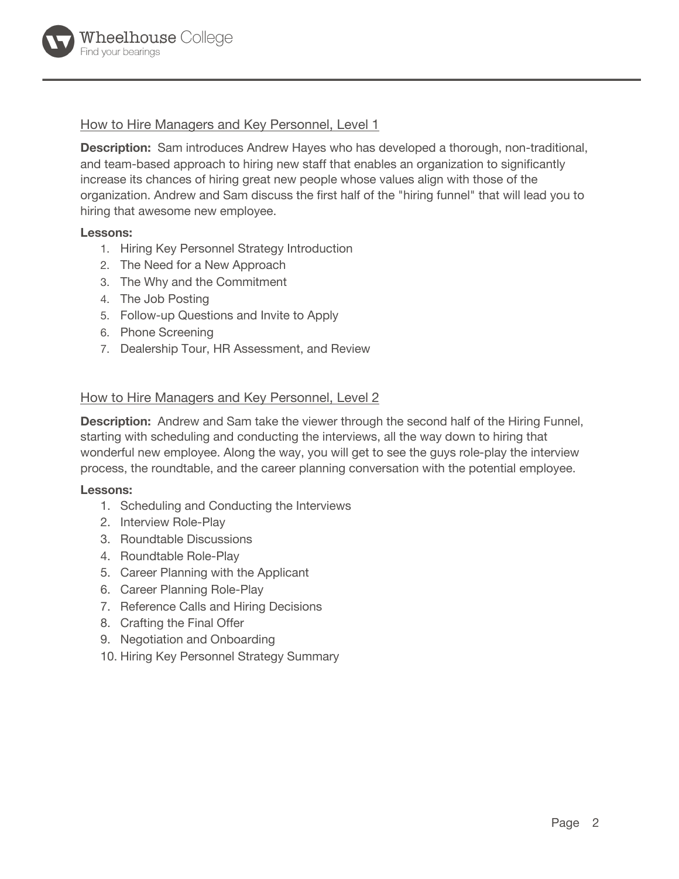## How to Hire Managers and Key Personnel, Level 1

**Description:** Sam introduces Andrew Hayes who has developed a thorough, non-traditional, and team-based approach to hiring new staff that enables an organization to significantly increase its chances of hiring great new people whose values align with those of the organization. Andrew and Sam discuss the first half of the "hiring funnel" that will lead you to hiring that awesome new employee.

**Lessons:**

1. Hiring Key Personnel Strategy Introduction
2. The Need for a New Approach
3. The Why and the Commitment
4. The Job Posting
5. Follow-up Questions and Invite to Apply
6. Phone Screening
7. Dealership Tour, HR Assessment, and Review

## How to Hire Managers and Key Personnel, Level 2

**Description:** Andrew and Sam take the viewer through the second half of the Hiring Funnel, starting with scheduling and conducting the interviews, all the way down to hiring that wonderful new employee. Along the way, you will get to see the guys role-play the interview process, the roundtable, and the career planning conversation with the potential employee.

**Lessons:**

1. Scheduling and Conducting the Interviews
2. Interview Role-Play
3. Roundtable Discussions
4. Roundtable Role-Play
5. Career Planning with the Applicant
6. Career Planning Role-Play
7. Reference Calls and Hiring Decisions
8. Crafting the Final Offer
9. Negotiation and Onboarding
10. Hiring Key Personnel Strategy Summary